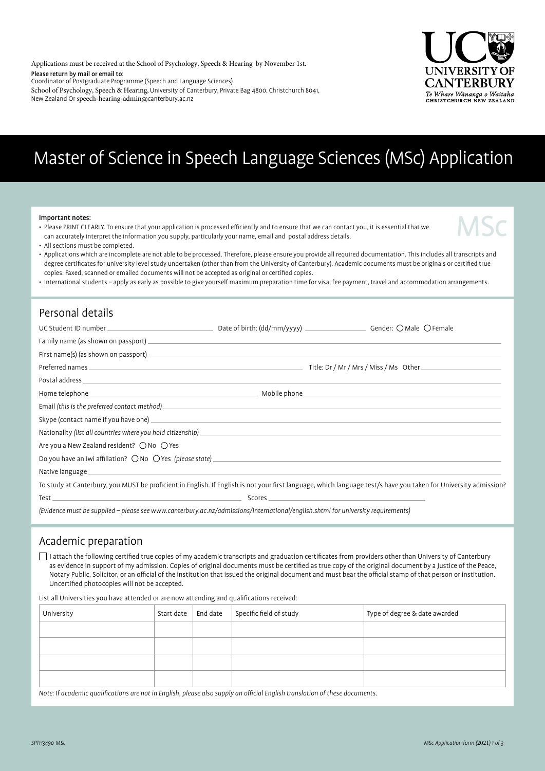Applications must be received at the School of Psychology, Speech & Hearing by November 1st.

**Please return by mail or email to**:
Coordinator of Postgraduate Programme (Speech and Language Sciences)
School of Psychology, Speech & Hearing, University of Canterbury, Private Bag 4800, Christchurch 8041, New Zealand Or speech-hearing-admin@canterbury.ac.nz

UC UNIVERSITY OF CANTERBURY
*Te Whare Wānanga o Waitaha*
CHRISTCHURCH NEW ZEALAND

# Master of Science in Speech Language Sciences (MSc) Application

MSc

**Important notes:**

- Please PRINT CLEARLY. To ensure that your application is processed efficiently and to ensure that we can contact you, it is essential that we can accurately interpret the information you supply, particularly your name, email and postal address details.
- All sections must be completed.
- Applications which are incomplete are not able to be processed. Therefore, please ensure you provide all required documentation. This includes all transcripts and degree certificates for university level study undertaken (other than from the University of Canterbury). Academic documents must be originals or certified true copies. Faxed, scanned or emailed documents will not be accepted as original or certified copies.
- International students – apply as early as possible to give yourself maximum preparation time for visa, fee payment, travel and accommodation arrangements.

## Personal details

UC Student ID number ______________ Date of birth: (dd/mm/yyyy) ______________ Gender: ◯ Male ◯ Female

Family name (as shown on passport) ______________

First name(s) (as shown on passport) ______________

Preferred names ______________ Title: Dr / Mr / Mrs / Miss / Ms Other ______________

Postal address ______________

Home telephone ______________ Mobile phone ______________

Email *(this is the preferred contact method)* ______________

Skype (contact name if you have one) ______________

Nationality *(list all countries where you hold citizenship)* ______________

Are you a New Zealand resident? ◯ No ◯ Yes

Do you have an Iwi affiliation? ◯ No ◯ Yes *(please state)* ______________

Native language ______________

To study at Canterbury, you MUST be proficient in English. If English is not your first language, which language test/s have you taken for University admission?

Test ______________ Scores ______________

*(Evidence must be supplied – please see www.canterbury.ac.nz/admissions/international/english.shtml for university requirements)*

## Academic preparation

☐ I attach the following certified true copies of my academic transcripts and graduation certificates from providers other than University of Canterbury as evidence in support of my admission. Copies of original documents must be certified as true copy of the original document by a Justice of the Peace, Notary Public, Solicitor, or an official of the institution that issued the original document and must bear the official stamp of that person or institution. Uncertified photocopies will not be accepted.

List all Universities you have attended or are now attending and qualifications received:

| University | Start date | End date | Specific field of study | Type of degree & date awarded |
|---|---|---|---|---|
| | | | | |
| | | | | |
| | | | | |
| | | | | |

*Note: If academic qualifications are not in English, please also supply an official English translation of these documents.*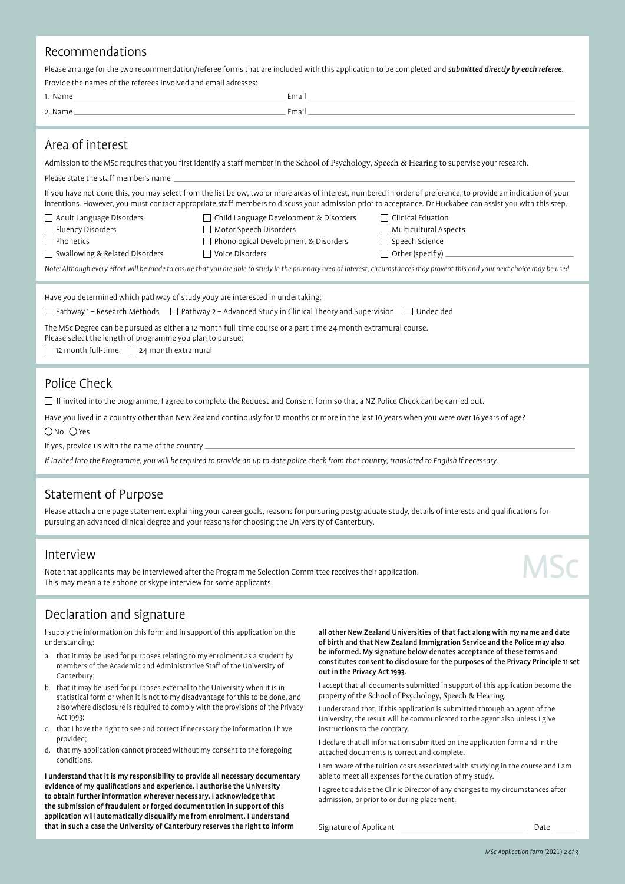## Recommendations

Please arrange for the two recommendation/referee forms that are included with this application to be completed and ***submitted directly by each referee***.

Provide the names of the referees involved and email adresses:

1. Name ______________________ Email ______________________
2. Name ______________________ Email ______________________

## Area of interest

Admission to the MSc requires that you first identify a staff member in the School of Psychology, Speech & Hearing to supervise your research.

Please state the staff member's name ______________________

If you have not done this, you may select from the list below, two or more areas of interest, numbered in order of preference, to provide an indication of your intentions. However, you must contact appropriate staff members to discuss your admission prior to acceptance. Dr Huckabee can assist you with this step.

- ☐ Adult Language Disorders
- ☐ Fluency Disorders
- ☐ Phonetics
- ☐ Swallowing & Related Disorders
- ☐ Child Language Development & Disorders
- ☐ Motor Speech Disorders
- ☐ Phonological Development & Disorders
- ☐ Voice Disorders
- ☐ Clinical Eduation
- ☐ Multicultural Aspects
- ☐ Speech Science
- ☐ Other (specify) ______________________

*Note: Although every effort will be made to ensure that you are able to study in the primnary area of interest, circumstances may provent this and your next choice may be used.*

Have you determined which pathway of study youy are interested in undertaking:

☐ Pathway 1 – Research Methods ☐ Pathway 2 – Advanced Study in Clinical Theory and Supervision ☐ Undecided

The MSc Degree can be pursued as either a 12 month full-time course or a part-time 24 month extramural course.
Please select the length of programme you plan to pursue:

☐ 12 month full-time ☐ 24 month extramural

## Police Check

☐ If invited into the programme, I agree to complete the Request and Consent form so that a NZ Police Check can be carried out.

Have you lived in a country other than New Zealand continously for 12 months or more in the last 10 years when you were over 16 years of age?

○ No ○ Yes

If yes, provide us with the name of the country ______________________

*If invited into the Programme, you will be required to provide an up to date police check from that country, translated to English if necessary.*

## Statement of Purpose

Please attach a one page statement explaining your career goals, reasons for pursuing postgraduate study, details of interests and qualifications for pursuing an advanced clinical degree and your reasons for choosing the University of Canterbury.

## Interview

Note that applicants may be interviewed after the Programme Selection Committee receives their application.
This may mean a telephone or skype interview for some applicants.

MSc

## Declaration and signature

I supply the information on this form and in support of this application on the understanding:

a. that it may be used for purposes relating to my enrolment as a student by members of the Academic and Administrative Staff of the University of Canterbury;
b. that it may be used for purposes external to the University when it is in statistical form or when it is not to my disadvantage for this to be done, and also where disclosure is required to comply with the provisions of the Privacy Act 1993;
c. that I have the right to see and correct if necessary the information I have provided;
d. that my application cannot proceed without my consent to the foregoing conditions.

**I understand that it is my responsibility to provide all necessary documentary evidence of my qualifications and experience. I authorise the University to obtain further information wherever necessary. I acknowledge that the submission of fraudulent or forged documentation in support of this application will automatically disqualify me from enrolment. I understand that in such a case the University of Canterbury reserves the right to inform all other New Zealand Universities of that fact along with my name and date of birth and that New Zealand Immigration Service and the Police may also be informed. My signature below denotes acceptance of these terms and constitutes consent to disclosure for the purposes of the Privacy Principle 11 set out in the Privacy Act 1993.**

I accept that all documents submitted in support of this application become the property of the School of Psychology, Speech & Hearing.

I understand that, if this application is submitted through an agent of the University, the result will be communicated to the agent also unless I give instructions to the contrary.

I declare that all information submitted on the application form and in the attached documents is correct and complete.

I am aware of the tuition costs associated with studying in the course and I am able to meet all expenses for the duration of my study.

I agree to advise the Clinic Director of any changes to my circumstances after admission, or prior to or during placement.

Signature of Applicant ______________________ Date ______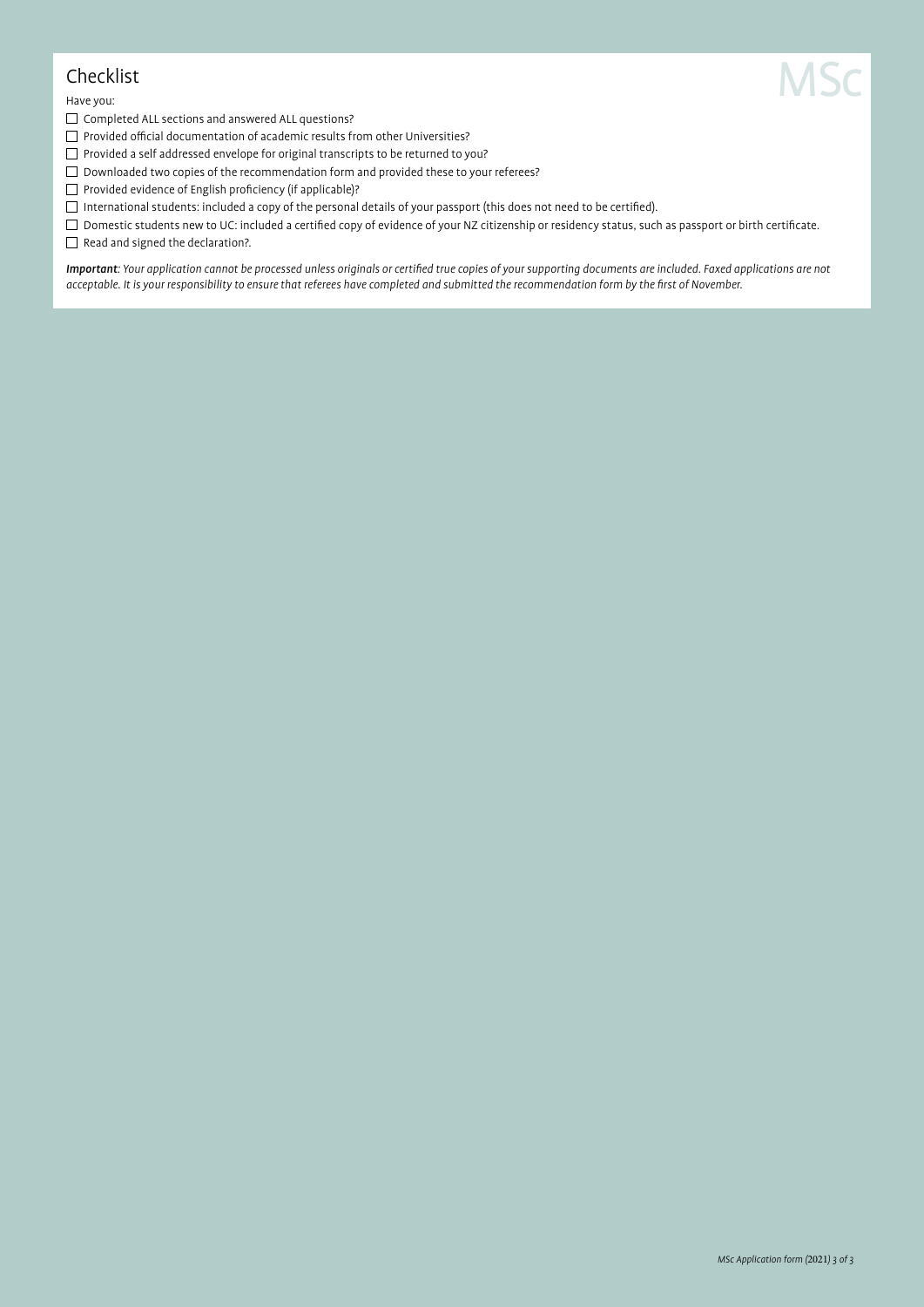# Checklist

MSc

Have you:

- ☐ Completed ALL sections and answered ALL questions?
- ☐ Provided official documentation of academic results from other Universities?
- ☐ Provided a self addressed envelope for original transcripts to be returned to you?
- ☐ Downloaded two copies of the recommendation form and provided these to your referees?
- ☐ Provided evidence of English proficiency (if applicable)?
- ☐ International students: included a copy of the personal details of your passport (this does not need to be certified).
- ☐ Domestic students new to UC: included a certified copy of evidence of your NZ citizenship or residency status, such as passport or birth certificate.
- ☐ Read and signed the declaration?.

***Important****: Your application cannot be processed unless originals or certified true copies of your supporting documents are included. Faxed applications are not acceptable. It is your responsibility to ensure that referees have completed and submitted the recommendation form by the first of November.*